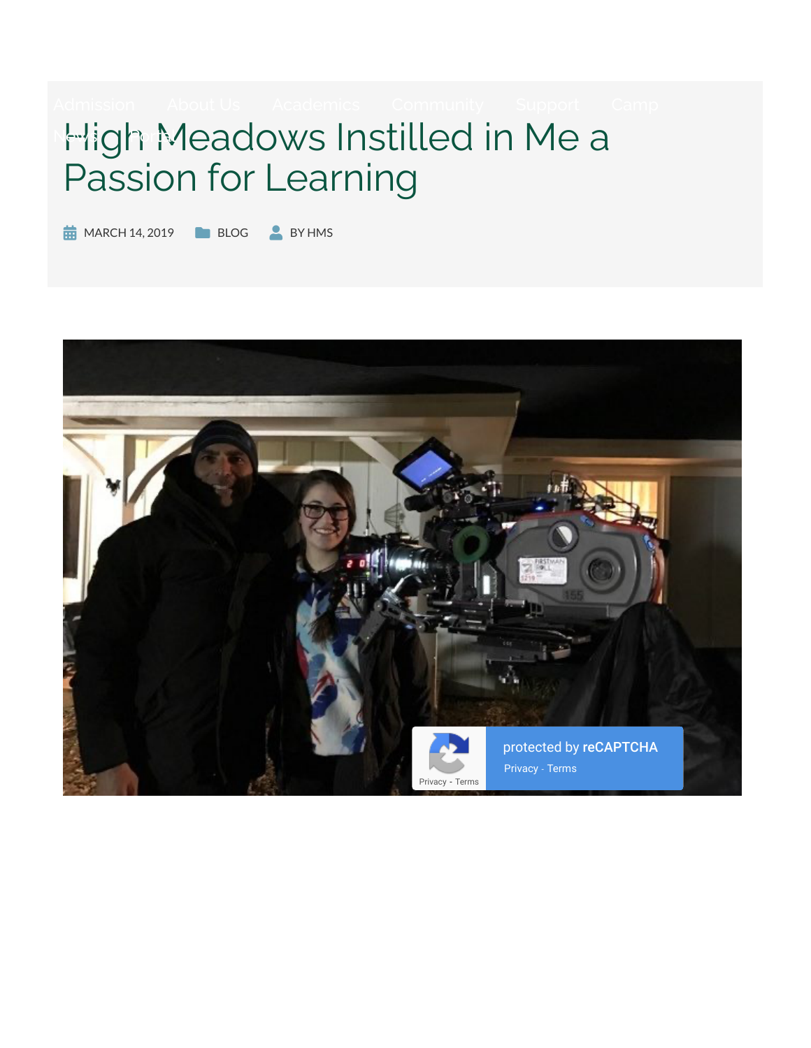Admission About Us Academics Community Support Camp News Portal

# High Meadows Instilled in Me a Passion for Learning

MARCH 14, 2019 BLOG BY HMS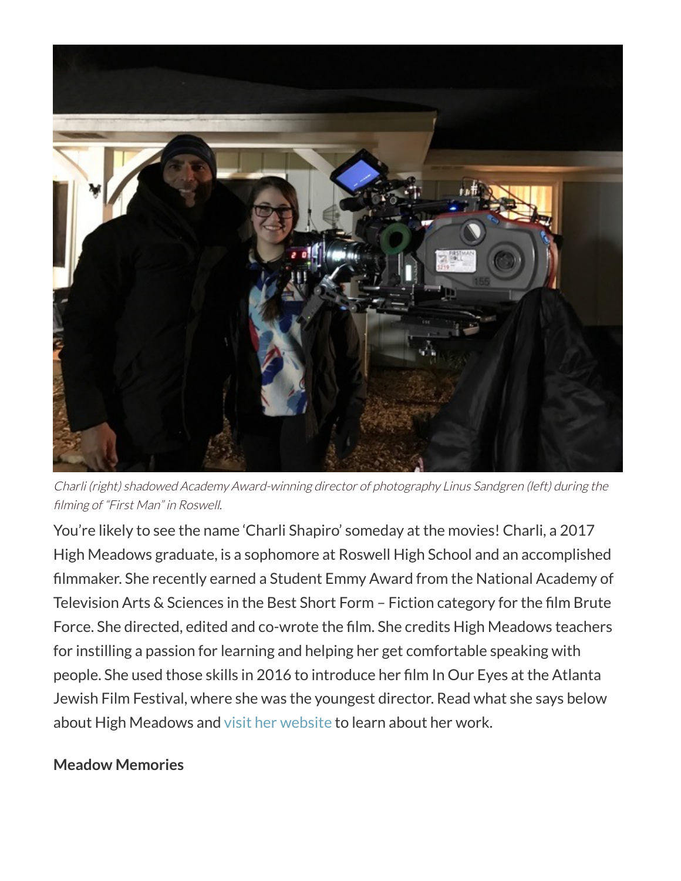*Charli (right) shadowed Academy Award-winning director of photography Linus Sandgren (left) during the filming of "First Man" in Roswell.*

You're likely to see the name 'Charli Shapiro' someday at the movies! Charli, a 2017 High Meadows graduate, is a sophomore at Roswell High School and an accomplished filmmaker. She recently earned a Student Emmy Award from the National Academy of Television Arts & Sciences in the Best Short Form – Fiction category for the film Brute Force. She directed, edited and co-wrote the film. She credits High Meadows teachers for instilling a passion for learning and helping her get comfortable speaking with people. She used those skills in 2016 to introduce her film In Our Eyes at the Atlanta Jewish Film Festival, where she was the youngest director. Read what she says below about High Meadows and visit her website to learn about her work.

**Meadow Memories**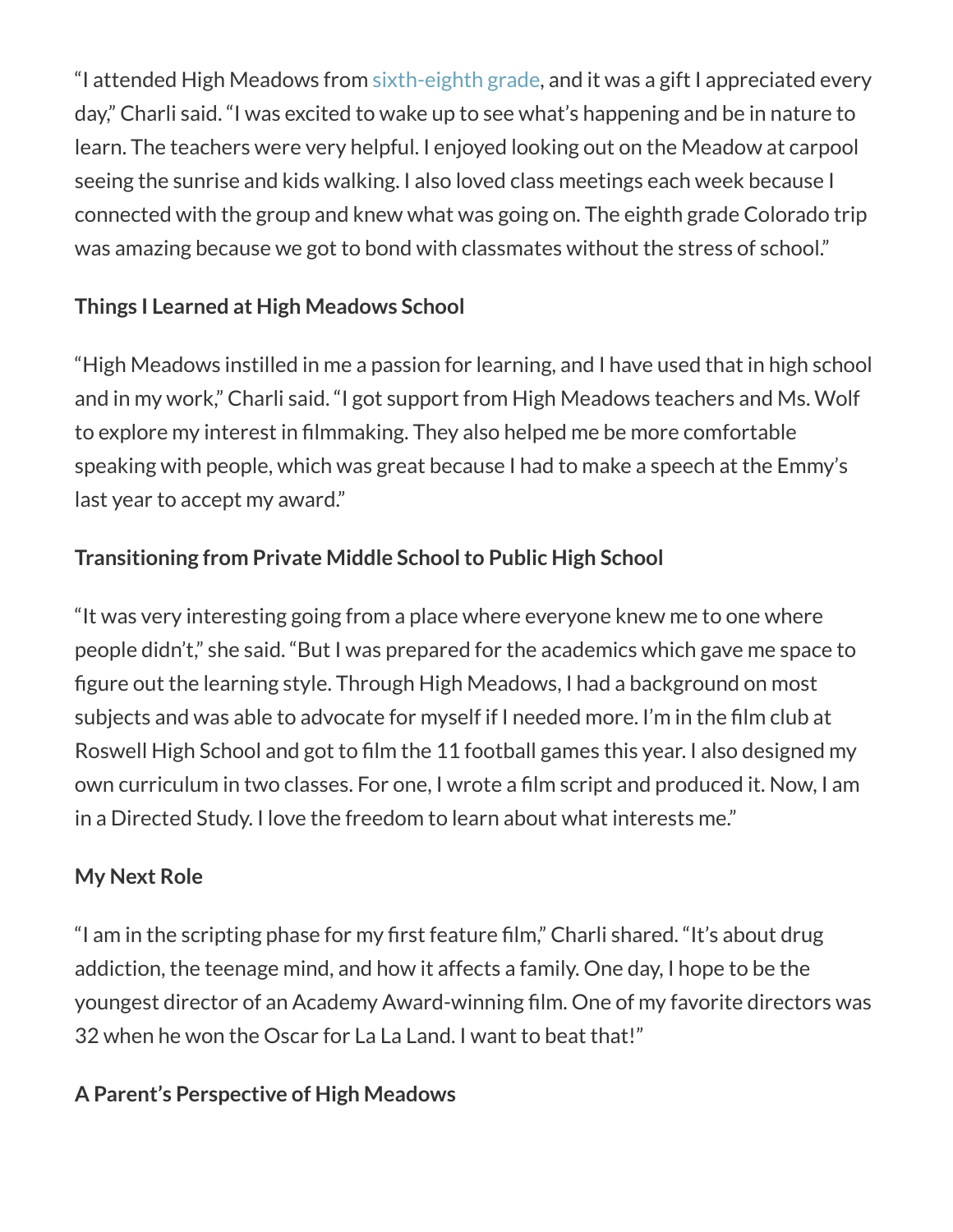"I attended High Meadows from sixth-eighth grade, and it was a gift I appreciated every day," Charli said. "I was excited to wake up to see what's happening and be in nature to learn. The teachers were very helpful. I enjoyed looking out on the Meadow at carpool seeing the sunrise and kids walking. I also loved class meetings each week because I connected with the group and knew what was going on. The eighth grade Colorado trip was amazing because we got to bond with classmates without the stress of school."

**Things I Learned at High Meadows School**

"High Meadows instilled in me a passion for learning, and I have used that in high school and in my work," Charli said. "I got support from High Meadows teachers and Ms. Wolf to explore my interest in filmmaking. They also helped me be more comfortable speaking with people, which was great because I had to make a speech at the Emmy's last year to accept my award."

**Transitioning from Private Middle School to Public High School**

"It was very interesting going from a place where everyone knew me to one where people didn't," she said. "But I was prepared for the academics which gave me space to figure out the learning style. Through High Meadows, I had a background on most subjects and was able to advocate for myself if I needed more. I'm in the film club at Roswell High School and got to film the 11 football games this year. I also designed my own curriculum in two classes. For one, I wrote a film script and produced it. Now, I am in a Directed Study. I love the freedom to learn about what interests me."

**My Next Role**

"I am in the scripting phase for my first feature film," Charli shared. "It's about drug addiction, the teenage mind, and how it affects a family. One day, I hope to be the youngest director of an Academy Award-winning film. One of my favorite directors was 32 when he won the Oscar for La La Land. I want to beat that!"

**A Parent's Perspective of High Meadows**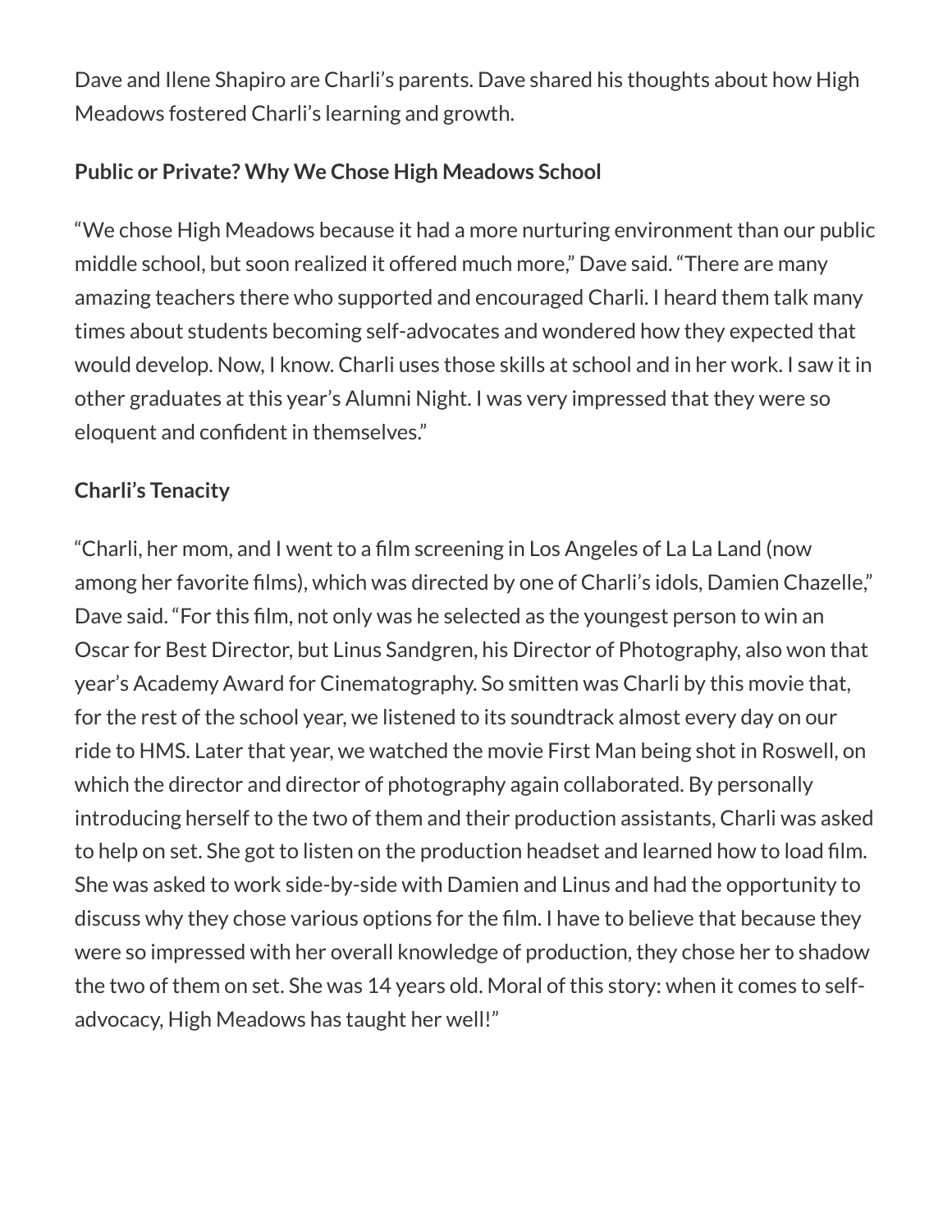Dave and Ilene Shapiro are Charli's parents. Dave shared his thoughts about how High Meadows fostered Charli's learning and growth.

**Public or Private? Why We Chose High Meadows School**

"We chose High Meadows because it had a more nurturing environment than our public middle school, but soon realized it offered much more," Dave said. "There are many amazing teachers there who supported and encouraged Charli. I heard them talk many times about students becoming self-advocates and wondered how they expected that would develop. Now, I know. Charli uses those skills at school and in her work. I saw it in other graduates at this year's Alumni Night. I was very impressed that they were so eloquent and confident in themselves."

**Charli's Tenacity**

"Charli, her mom, and I went to a film screening in Los Angeles of La La Land (now among her favorite films), which was directed by one of Charli's idols, Damien Chazelle," Dave said. "For this film, not only was he selected as the youngest person to win an Oscar for Best Director, but Linus Sandgren, his Director of Photography, also won that year's Academy Award for Cinematography. So smitten was Charli by this movie that, for the rest of the school year, we listened to its soundtrack almost every day on our ride to HMS. Later that year, we watched the movie First Man being shot in Roswell, on which the director and director of photography again collaborated. By personally introducing herself to the two of them and their production assistants, Charli was asked to help on set. She got to listen on the production headset and learned how to load film. She was asked to work side-by-side with Damien and Linus and had the opportunity to discuss why they chose various options for the film. I have to believe that because they were so impressed with her overall knowledge of production, they chose her to shadow the two of them on set. She was 14 years old. Moral of this story: when it comes to self-advocacy, High Meadows has taught her well!"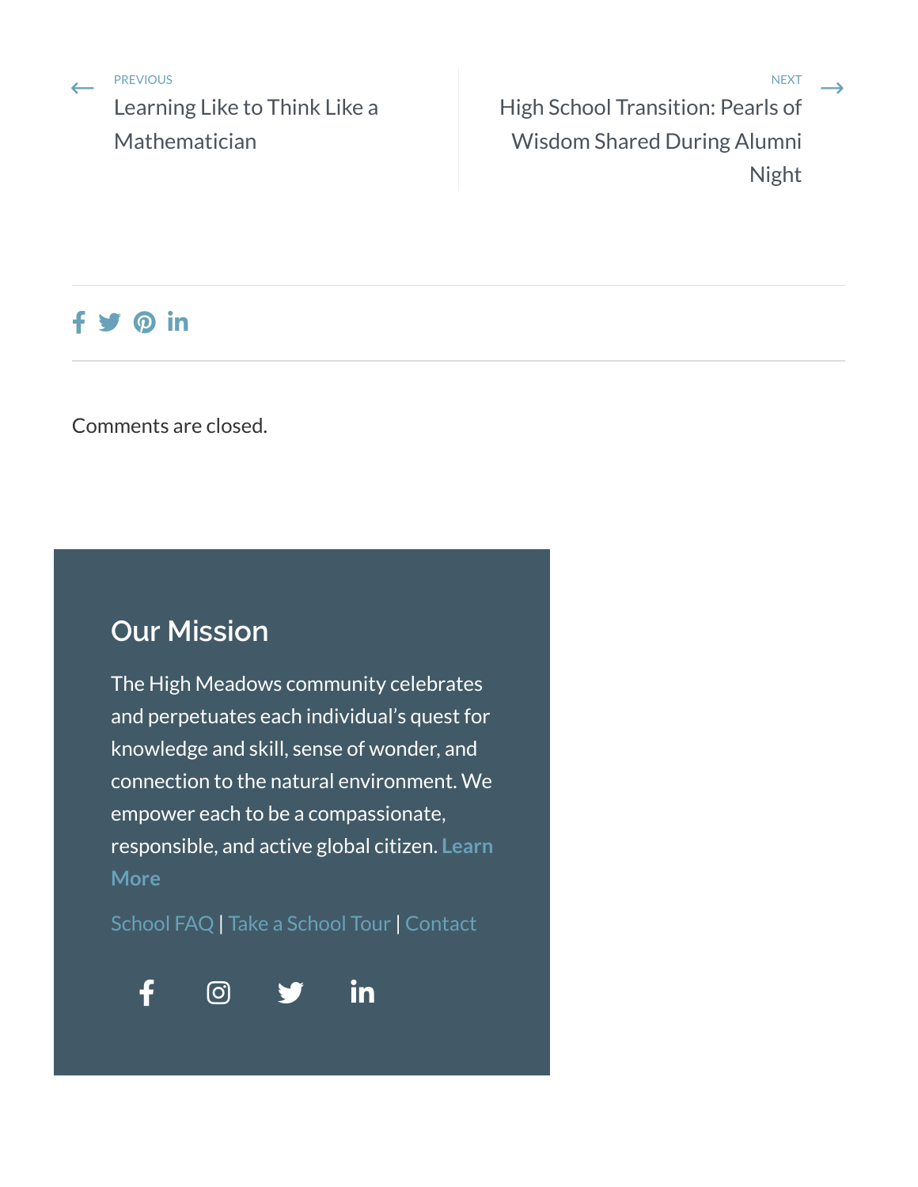PREVIOUS
Learning Like to Think Like a Mathematician

NEXT
High School Transition: Pearls of Wisdom Shared During Alumni Night

---

Comments are closed.

## Our Mission

The High Meadows community celebrates and perpetuates each individual's quest for knowledge and skill, sense of wonder, and connection to the natural environment. We empower each to be a compassionate, responsible, and active global citizen. **Learn More**

School FAQ | Take a School Tour | Contact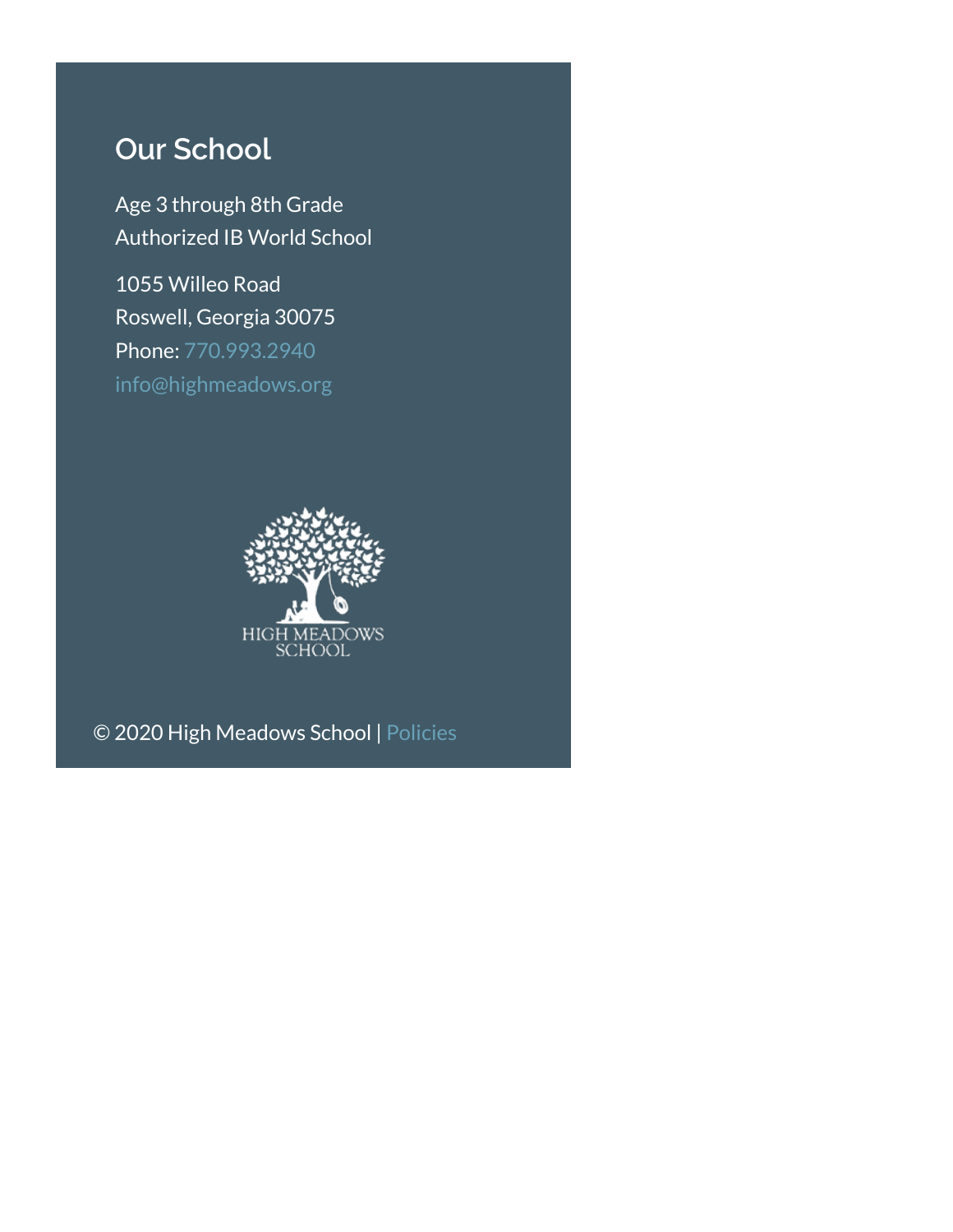## Our School

Age 3 through 8th Grade
Authorized IB World School

1055 Willeo Road
Roswell, Georgia 30075
Phone: 770.993.2940
info@highmeadows.org

HIGH MEADOWS
SCHOOL

© 2020 High Meadows School | Policies